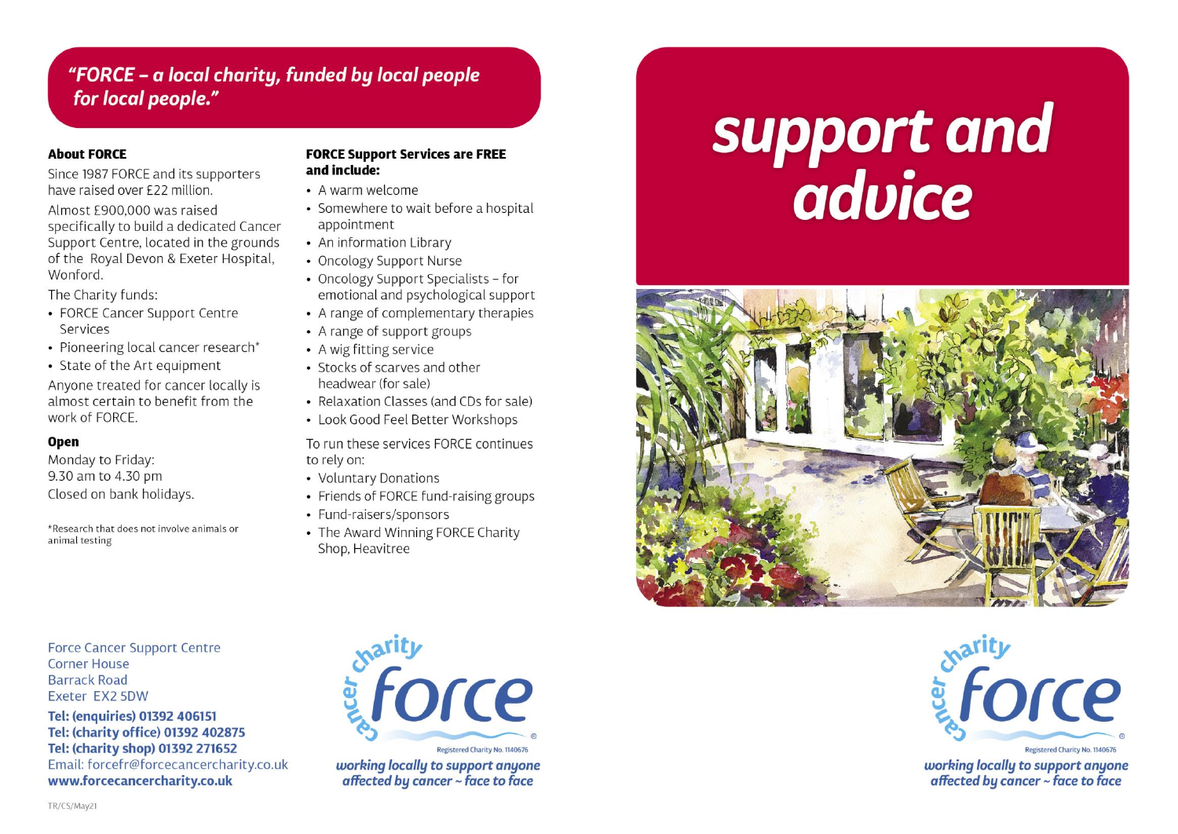*"FORCE – a local charity, funded by local people for local people."*

**About FORCE**

Since 1987 FORCE and its supporters have raised over £22 million.

Almost £900,000 was raised specifically to build a dedicated Cancer Support Centre, located in the grounds of the Royal Devon & Exeter Hospital, Wonford.

The Charity funds:

- FORCE Cancer Support Centre Services
- Pioneering local cancer research*
- State of the Art equipment

Anyone treated for cancer locally is almost certain to benefit from the work of FORCE.

**Open**

Monday to Friday:
9.30 am to 4.30 pm
Closed on bank holidays.

*Research that does not involve animals or animal testing

**FORCE Support Services are FREE and include:**

- A warm welcome
- Somewhere to wait before a hospital appointment
- An information Library
- Oncology Support Nurse
- Oncology Support Specialists – for emotional and psychological support
- A range of complementary therapies
- A range of support groups
- A wig fitting service
- Stocks of scarves and other headwear (for sale)
- Relaxation Classes (and CDs for sale)
- Look Good Feel Better Workshops

To run these services FORCE continues to rely on:

- Voluntary Donations
- Friends of FORCE fund-raising groups
- Fund-raisers/sponsors
- The Award Winning FORCE Charity Shop, Heavitree

Force Cancer Support Centre
Corner House
Barrack Road
Exeter EX2 5DW

**Tel: (enquiries) 01392 406151**
**Tel: (charity office) 01392 402875**
**Tel: (charity shop) 01392 271652**
Email: forcefr@forcecancercharity.co.uk
**www.forcecancercharity.co.uk**

force cancer charity
Registered Charity No. 1140676
*working locally to support anyone affected by cancer ~ face to face*

TR/CS/May21

# support and advice

force cancer charity
Registered Charity No. 1140676
*working locally to support anyone affected by cancer ~ face to face*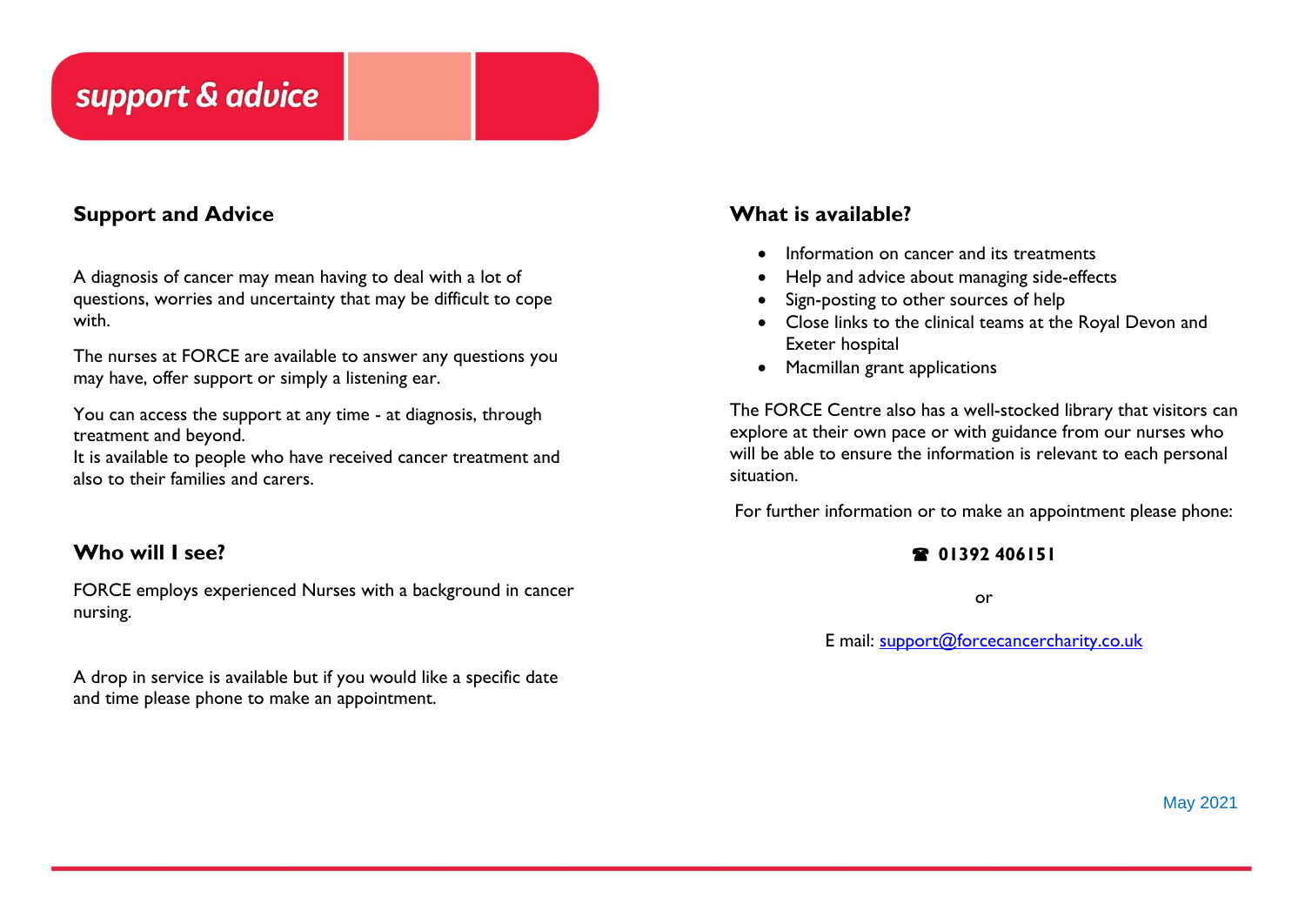# support & advice

## Support and Advice

A diagnosis of cancer may mean having to deal with a lot of questions, worries and uncertainty that may be difficult to cope with.

The nurses at FORCE are available to answer any questions you may have, offer support or simply a listening ear.

You can access the support at any time - at diagnosis, through treatment and beyond.
It is available to people who have received cancer treatment and also to their families and carers.

## Who will I see?

FORCE employs experienced Nurses with a background in cancer nursing.

A drop in service is available but if you would like a specific date and time please phone to make an appointment.

## What is available?

- Information on cancer and its treatments
- Help and advice about managing side-effects
- Sign-posting to other sources of help
- Close links to the clinical teams at the Royal Devon and Exeter hospital
- Macmillan grant applications

The FORCE Centre also has a well-stocked library that visitors can explore at their own pace or with guidance from our nurses who will be able to ensure the information is relevant to each personal situation.

For further information or to make an appointment please phone:

☎ **01392 406151**

or

E mail: support@forcecancercharity.co.uk

May 2021